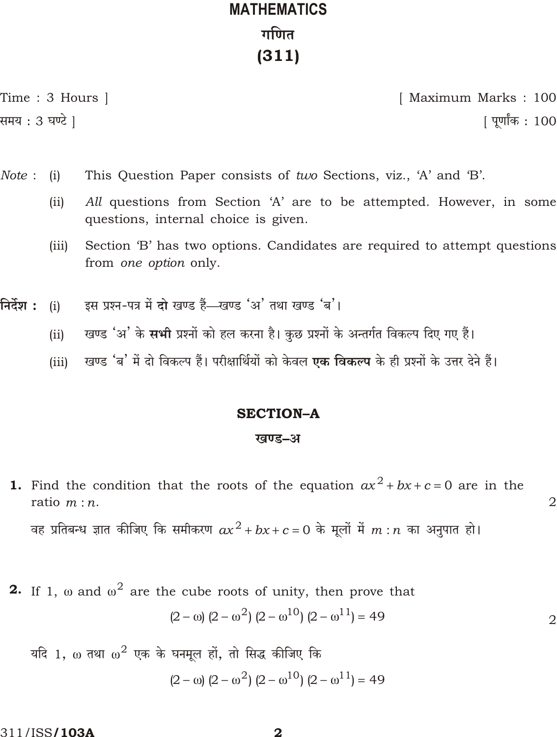# MATHEMATICS

# गणित

# (311)

Time : 3 Hours ] [ Maximum Marks : 100

समय : 3 घण्टे ] [ पूर्णांक : 100

*Note* : (i) This Question Paper consists of *two* Sections, viz., 'A' and 'B'.

(ii) *All* questions from Section 'A' are to be attempted. However, in some questions, internal choice is given.

(iii) Section 'B' has two options. Candidates are required to attempt questions from *one option* only.

**निर्देश :** (i) इस प्रश्न-पत्र में **दो** खण्ड हैं—खण्ड 'अ' तथा खण्ड 'ब'।

(ii) खण्ड 'अ' के **सभी** प्रश्नों को हल करना है। कुछ प्रश्नों के अन्तर्गत विकल्प दिए गए हैं।

(iii) खण्ड 'ब' में दो विकल्प हैं। परीक्षार्थियों को केवल **एक विकल्प** के ही प्रश्नों के उत्तर देने हैं।

## SECTION–A

## खण्ड–अ

**1.** Find the condition that the roots of the equation $ax^2 + bx + c = 0$ are in the ratio $m : n$. 2

वह प्रतिबन्ध ज्ञात कीजिए कि समीकरण $ax^2 + bx + c = 0$ के मूलों में $m : n$ का अनुपात हो।

**2.** If 1, $\omega$ and $\omega^2$ are the cube roots of unity, then prove that 2

$$(2-\omega)(2-\omega^2)(2-\omega^{10})(2-\omega^{11}) = 49$$

यदि 1, $\omega$ तथा $\omega^2$ एक के घनमूल हों, तो सिद्ध कीजिए कि

$$(2-\omega)(2-\omega^2)(2-\omega^{10})(2-\omega^{11}) = 49$$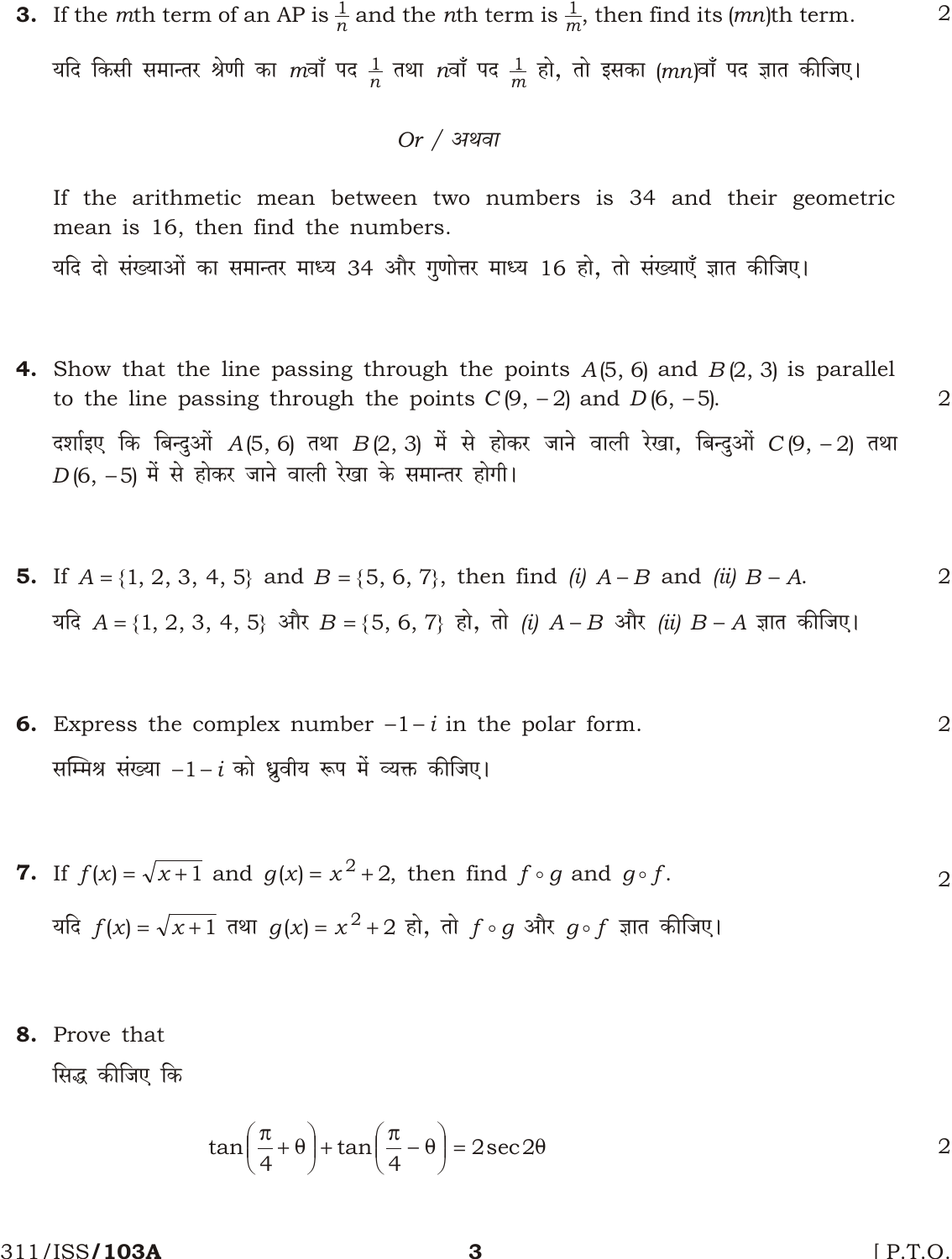**3.** If the $m$th term of an AP is $\frac{1}{n}$ and the $n$th term is $\frac{1}{m}$, then find its $(mn)$th term. 2

यदि किसी समान्तर श्रेणी का $m$वाँ पद $\frac{1}{n}$ तथा $n$वाँ पद $\frac{1}{m}$ हो, तो इसका $(mn)$वाँ पद ज्ञात कीजिए।

*Or / अथवा*

If the arithmetic mean between two numbers is 34 and their geometric mean is 16, then find the numbers.

यदि दो संख्याओं का समान्तर माध्य 34 और गुणोत्तर माध्य 16 हो, तो संख्याएँ ज्ञात कीजिए।

**4.** Show that the line passing through the points $A(5, 6)$ and $B(2, 3)$ is parallel to the line passing through the points $C(9, -2)$ and $D(6, -5)$. 2

दर्शाइए कि बिन्दुओं $A(5, 6)$ तथा $B(2, 3)$ में से होकर जाने वाली रेखा, बिन्दुओं $C(9, -2)$ तथा $D(6, -5)$ में से होकर जाने वाली रेखा के समान्तर होगी।

**5.** If $A = \{1, 2, 3, 4, 5\}$ and $B = \{5, 6, 7\}$, then find *(i)* $A - B$ and *(ii)* $B - A$. 2

यदि $A = \{1, 2, 3, 4, 5\}$ और $B = \{5, 6, 7\}$ हो, तो *(i)* $A - B$ और *(ii)* $B - A$ ज्ञात कीजिए।

**6.** Express the complex number $-1 - i$ in the polar form. 2

सम्मिश्र संख्या $-1 - i$ को ध्रुवीय रूप में व्यक्त कीजिए।

**7.** If $f(x) = \sqrt{x+1}$ and $g(x) = x^2 + 2$, then find $f \circ g$ and $g \circ f$. 2

यदि $f(x) = \sqrt{x+1}$ तथा $g(x) = x^2 + 2$ हो, तो $f \circ g$ और $g \circ f$ ज्ञात कीजिए।

**8.** Prove that

सिद्ध कीजिए कि

$$\tan\left(\frac{\pi}{4} + \theta\right) + \tan\left(\frac{\pi}{4} - \theta\right) = 2\sec 2\theta$$ 2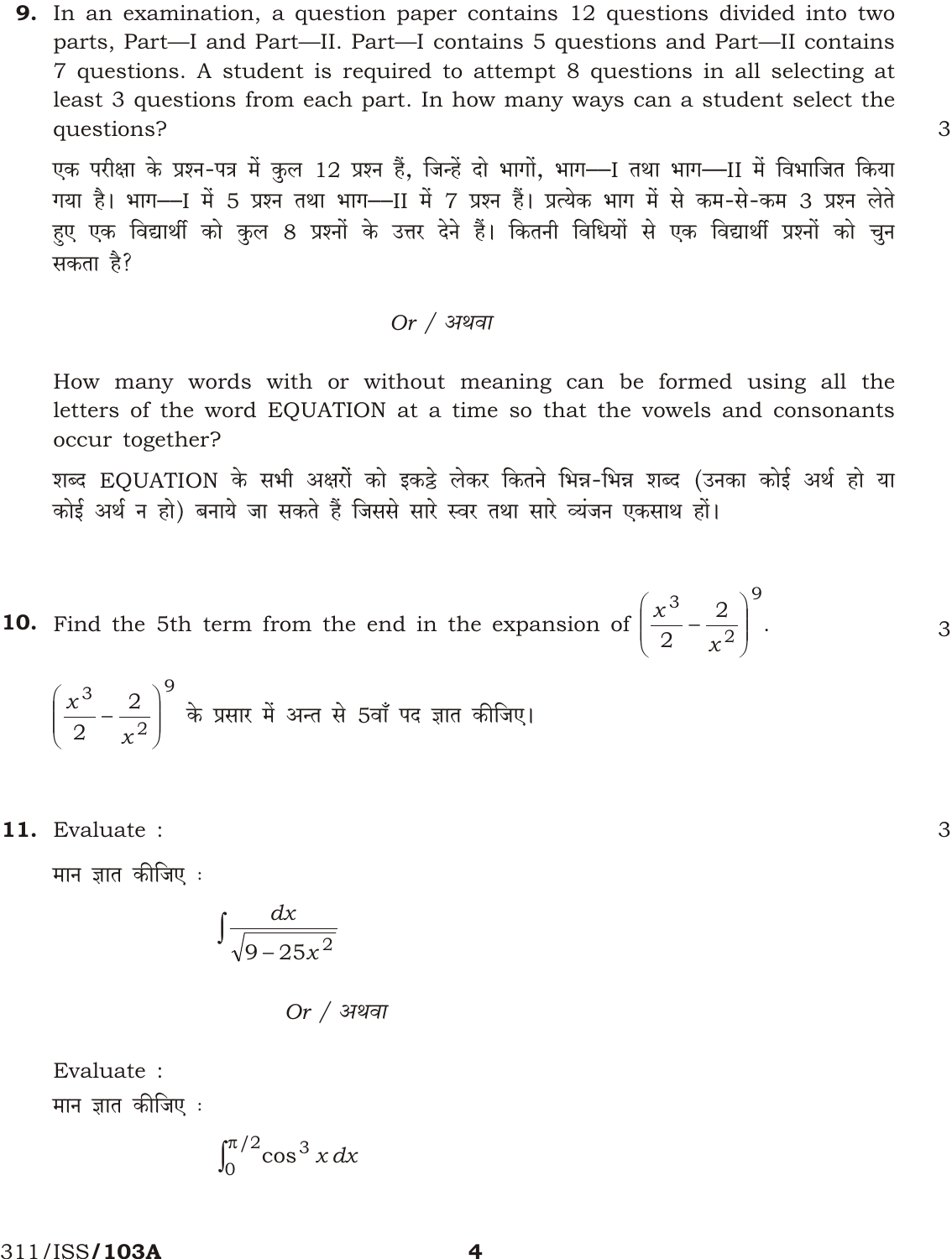**9.** In an examination, a question paper contains 12 questions divided into two parts, Part—I and Part—II. Part—I contains 5 questions and Part—II contains 7 questions. A student is required to attempt 8 questions in all selecting at least 3 questions from each part. In how many ways can a student select the questions? 3

एक परीक्षा के प्रश्न-पत्र में कुल 12 प्रश्न हैं, जिन्हें दो भागों, भाग—I तथा भाग—II में विभाजित किया गया है। भाग—I में 5 प्रश्न तथा भाग—II में 7 प्रश्न हैं। प्रत्येक भाग में से कम-से-कम 3 प्रश्न लेते हुए एक विद्यार्थी को कुल 8 प्रश्नों के उत्तर देने हैं। कितनी विधियों से एक विद्यार्थी प्रश्नों को चुन सकता है?

*Or / अथवा*

How many words with or without meaning can be formed using all the letters of the word EQUATION at a time so that the vowels and consonants occur together?

शब्द EQUATION के सभी अक्षरों को इकट्ठे लेकर कितने भिन्न-भिन्न शब्द (उनका कोई अर्थ हो या कोई अर्थ न हो) बनाये जा सकते हैं जिससे सारे स्वर तथा सारे व्यंजन एकसाथ हों।

**10.** Find the 5th term from the end in the expansion of $\left(\frac{x^3}{2} - \frac{2}{x^2}\right)^9$. 3

$\left(\frac{x^3}{2} - \frac{2}{x^2}\right)^9$ के प्रसार में अन्त से 5वाँ पद ज्ञात कीजिए।

**11.** Evaluate : 3

मान ज्ञात कीजिए :

$$\int \frac{dx}{\sqrt{9 - 25x^2}}$$

*Or / अथवा*

Evaluate :

मान ज्ञात कीजिए :

$$\int_0^{\pi/2} \cos^3 x \, dx$$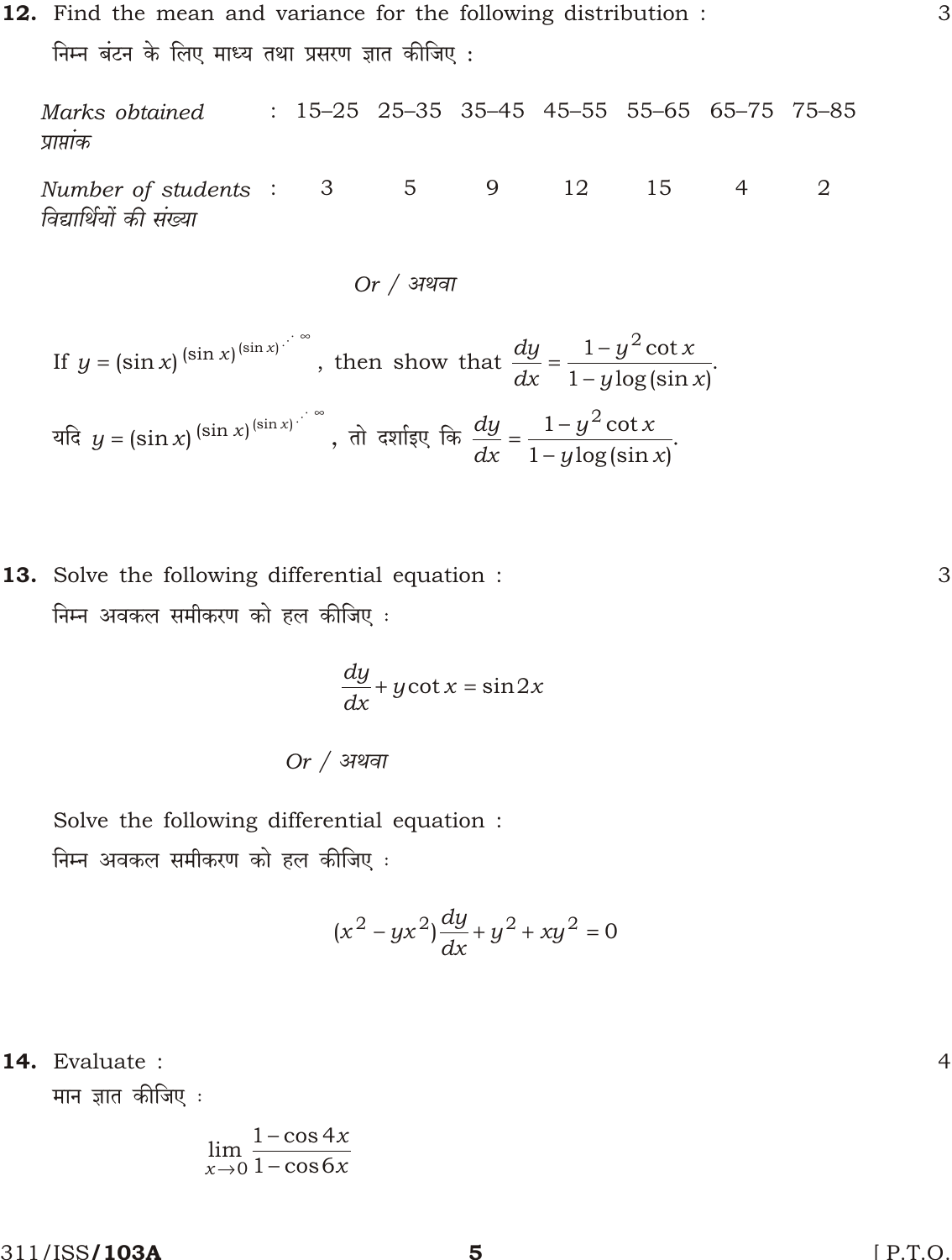**12.** Find the mean and variance for the following distribution : 3

निम्न बंटन के लिए माध्य तथा प्रसरण ज्ञात कीजिए :

| *Marks obtained* प्राप्तांक | : | 15–25 | 25–35 | 35–45 | 45–55 | 55–65 | 65–75 | 75–85 |
|---|---|---|---|---|---|---|---|---|
| *Number of students* विद्यार्थियों की संख्या | : | 3 | 5 | 9 | 12 | 15 | 4 | 2 |

*Or* / *अथवा*

If $y = (\sin x)^{(\sin x)^{(\sin x)^{\cdot^{\cdot^{\cdot \infty}}}}}$, then show that $\dfrac{dy}{dx} = \dfrac{1 - y^2 \cot x}{1 - y \log(\sin x)}$.

यदि $y = (\sin x)^{(\sin x)^{(\sin x)^{\cdot^{\cdot^{\cdot \infty}}}}}$, तो दर्शाइए कि $\dfrac{dy}{dx} = \dfrac{1 - y^2 \cot x}{1 - y \log(\sin x)}$.

**13.** Solve the following differential equation : 3

निम्न अवकल समीकरण को हल कीजिए :

$$\frac{dy}{dx} + y \cot x = \sin 2x$$

*Or* / *अथवा*

Solve the following differential equation :

निम्न अवकल समीकरण को हल कीजिए :

$$(x^2 - yx^2)\frac{dy}{dx} + y^2 + xy^2 = 0$$

**14.** Evaluate : 4

मान ज्ञात कीजिए :

$$\lim_{x \to 0} \frac{1 - \cos 4x}{1 - \cos 6x}$$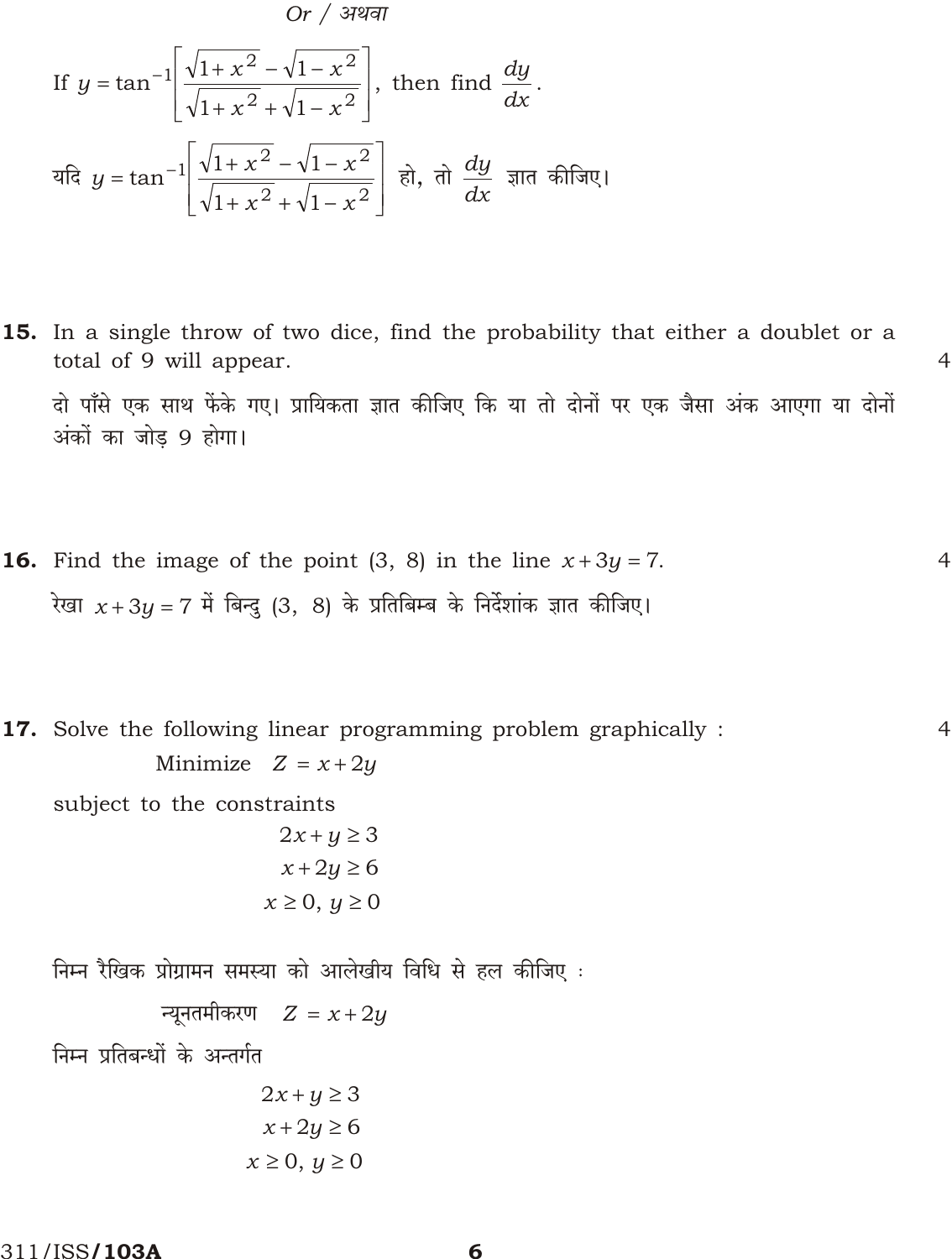*Or / अथवा*

If $y = \tan^{-1}\left[\dfrac{\sqrt{1+x^2} - \sqrt{1-x^2}}{\sqrt{1+x^2} + \sqrt{1-x^2}}\right]$, then find $\dfrac{dy}{dx}$.

यदि $y = \tan^{-1}\left[\dfrac{\sqrt{1+x^2} - \sqrt{1-x^2}}{\sqrt{1+x^2} + \sqrt{1-x^2}}\right]$ हो, तो $\dfrac{dy}{dx}$ ज्ञात कीजिए।

**15.** In a single throw of two dice, find the probability that either a doublet or a total of 9 will appear. 4

दो पाँसे एक साथ फेंके गए। प्रायिकता ज्ञात कीजिए कि या तो दोनों पर एक जैसा अंक आएगा या दोनों अंकों का जोड़ 9 होगा।

**16.** Find the image of the point (3, 8) in the line $x + 3y = 7$. 4

रेखा $x + 3y = 7$ में बिन्दु (3, 8) के प्रतिबिम्ब के निर्देशांक ज्ञात कीजिए।

**17.** Solve the following linear programming problem graphically : 4

Minimize $Z = x + 2y$

subject to the constraints

$$2x + y \geq 3$$
$$x + 2y \geq 6$$
$$x \geq 0,\ y \geq 0$$

निम्न रैखिक प्रोग्रामन समस्या को आलेखीय विधि से हल कीजिए :

न्यूनतमीकरण $Z = x + 2y$

निम्न प्रतिबन्धों के अन्तर्गत

$$2x + y \geq 3$$
$$x + 2y \geq 6$$
$$x \geq 0,\ y \geq 0$$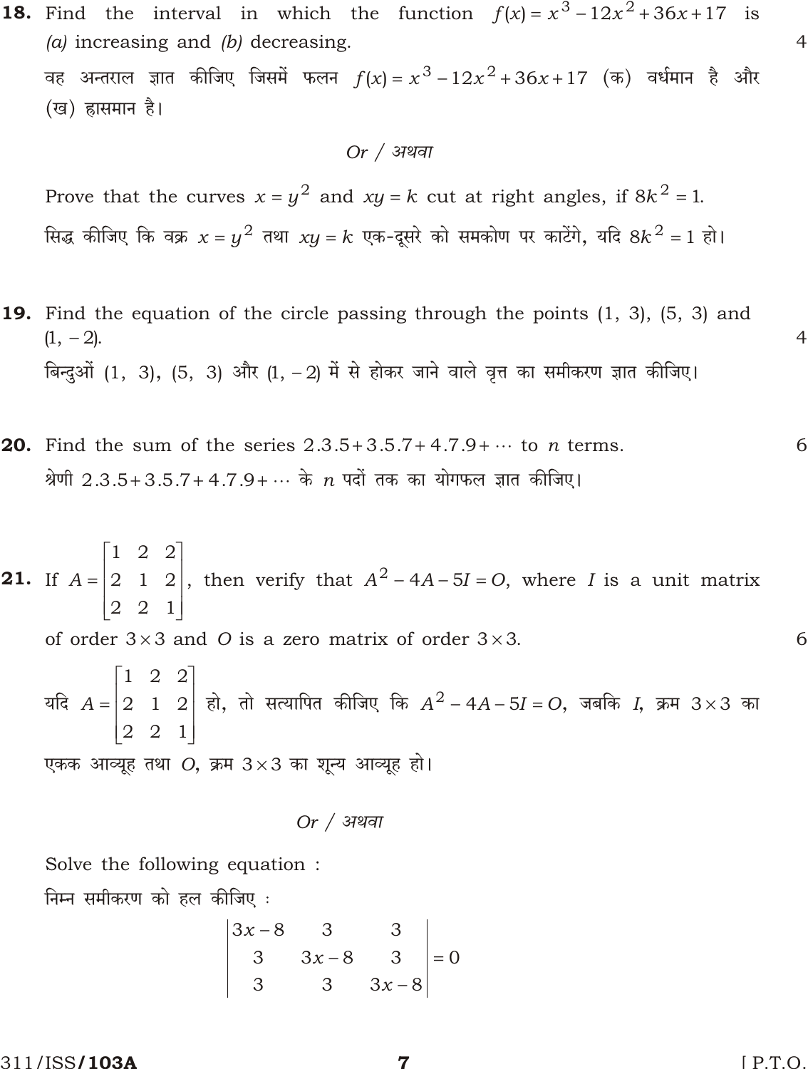**18.** Find the interval in which the function $f(x) = x^3 - 12x^2 + 36x + 17$ is *(a)* increasing and *(b)* decreasing. 4

वह अन्तराल ज्ञात कीजिए जिसमें फलन $f(x) = x^3 - 12x^2 + 36x + 17$ (क) वर्धमान है और (ख) ह्रासमान है।

*Or / अथवा*

Prove that the curves $x = y^2$ and $xy = k$ cut at right angles, if $8k^2 = 1$.

सिद्ध कीजिए कि वक्र $x = y^2$ तथा $xy = k$ एक-दूसरे को समकोण पर काटेंगे, यदि $8k^2 = 1$ हो।

**19.** Find the equation of the circle passing through the points (1, 3), (5, 3) and (1, – 2). 4

बिन्दुओं (1, 3), (5, 3) और (1, – 2) में से होकर जाने वाले वृत्त का समीकरण ज्ञात कीजिए।

**20.** Find the sum of the series $2.3.5 + 3.5.7 + 4.7.9 + \cdots$ to $n$ terms. 6

श्रेणी $2.3.5 + 3.5.7 + 4.7.9 + \cdots$ के $n$ पदों तक का योगफल ज्ञात कीजिए।

**21.** If $A = \begin{bmatrix} 1 & 2 & 2 \\ 2 & 1 & 2 \\ 2 & 2 & 1 \end{bmatrix}$, then verify that $A^2 - 4A - 5I = O$, where $I$ is a unit matrix of order $3 \times 3$ and $O$ is a zero matrix of order $3 \times 3$. 6

यदि $A = \begin{bmatrix} 1 & 2 & 2 \\ 2 & 1 & 2 \\ 2 & 2 & 1 \end{bmatrix}$ हो, तो सत्यापित कीजिए कि $A^2 - 4A - 5I = O$, जबकि $I$, क्रम $3 \times 3$ का एकक आव्यूह तथा $O$, क्रम $3 \times 3$ का शून्य आव्यूह हो।

*Or / अथवा*

Solve the following equation :

निम्न समीकरण को हल कीजिए :

$$\begin{vmatrix} 3x-8 & 3 & 3 \\ 3 & 3x-8 & 3 \\ 3 & 3 & 3x-8 \end{vmatrix} = 0$$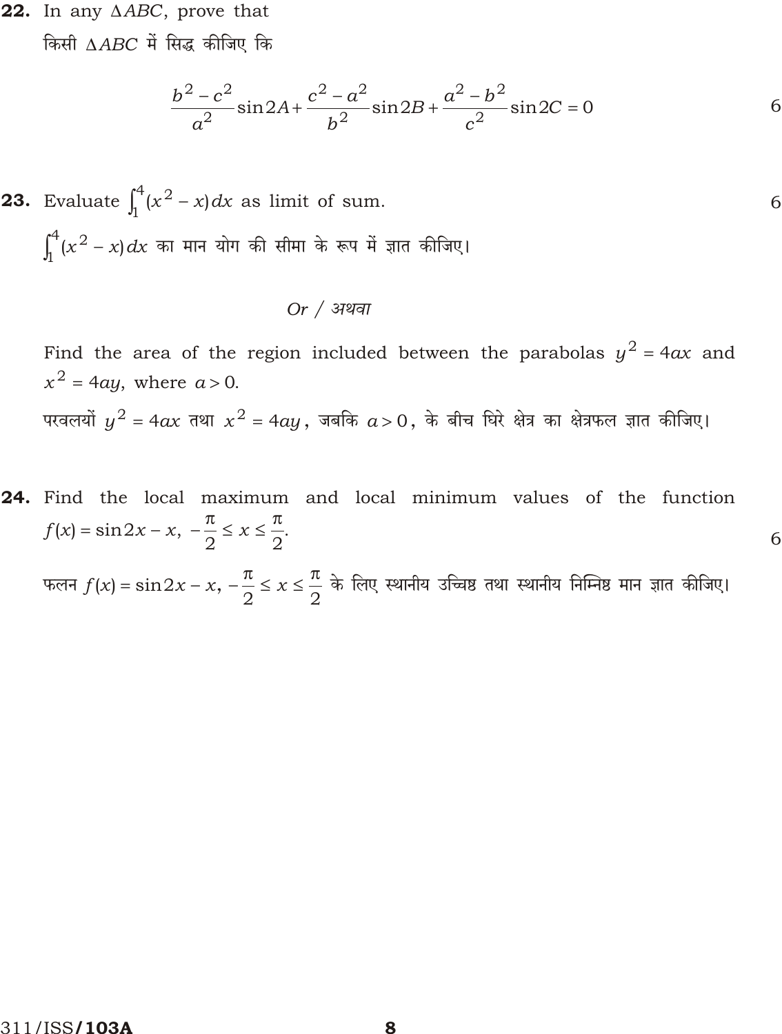**22.** In any $\Delta ABC$, prove that

किसी $\Delta ABC$ में सिद्ध कीजिए कि

$$\frac{b^2 - c^2}{a^2}\sin 2A + \frac{c^2 - a^2}{b^2}\sin 2B + \frac{a^2 - b^2}{c^2}\sin 2C = 0$$

6

**23.** Evaluate $\int_1^4 (x^2 - x)\,dx$ as limit of sum.

6

$\int_1^4 (x^2 - x)\,dx$ का मान योग की सीमा के रूप में ज्ञात कीजिए।

*Or / अथवा*

Find the area of the region included between the parabolas $y^2 = 4ax$ and $x^2 = 4ay$, where $a > 0$.

परवलयों $y^2 = 4ax$ तथा $x^2 = 4ay$, जबकि $a > 0$, के बीच घिरे क्षेत्र का क्षेत्रफल ज्ञात कीजिए।

**24.** Find the local maximum and local minimum values of the function $f(x) = \sin 2x - x,\ -\frac{\pi}{2} \le x \le \frac{\pi}{2}$.

6

फलन $f(x) = \sin 2x - x,\ -\frac{\pi}{2} \le x \le \frac{\pi}{2}$ के लिए स्थानीय उच्चिष्ठ तथा स्थानीय निम्निष्ठ मान ज्ञात कीजिए।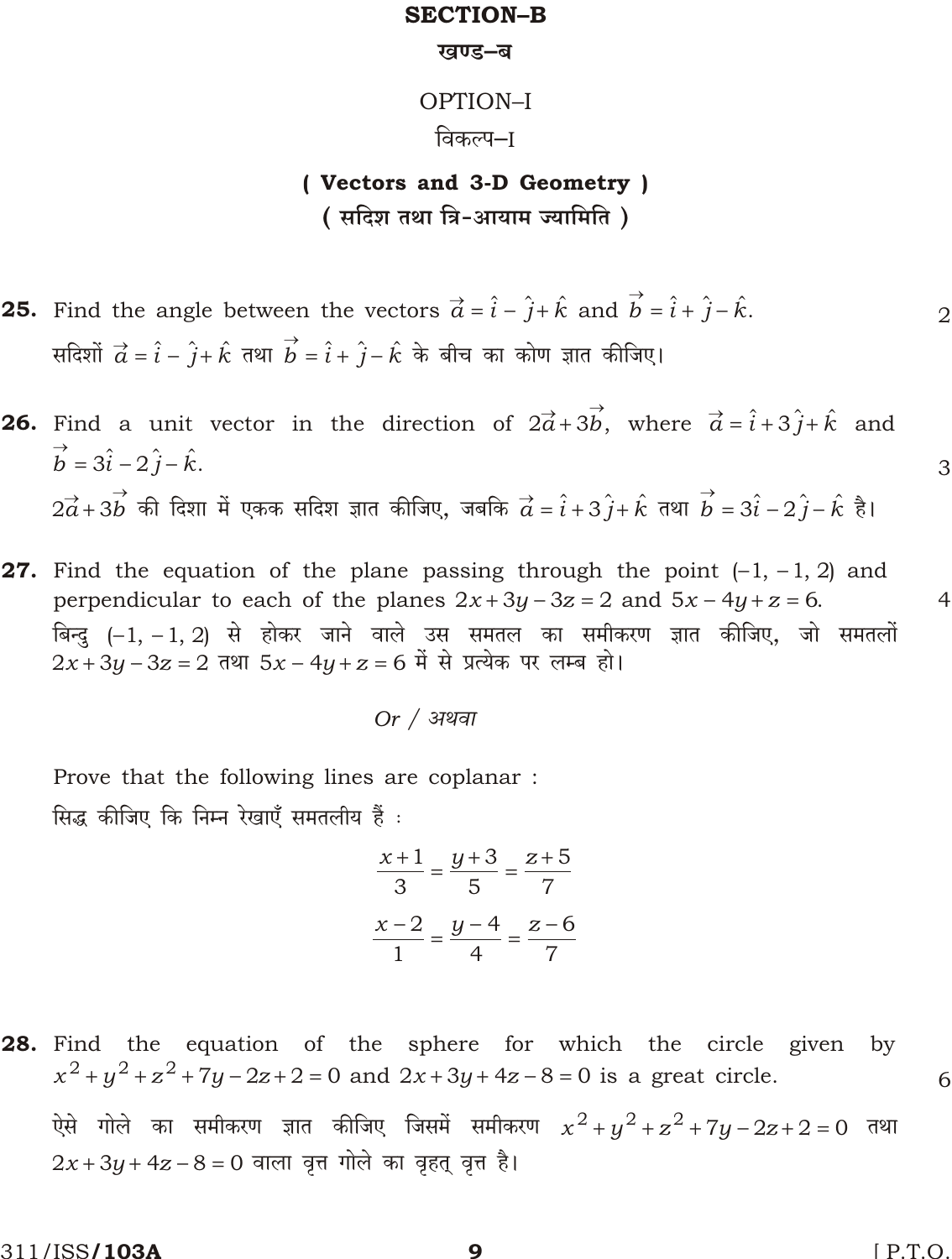## SECTION–B

### खण्ड–ब

### OPTION–I

### विकल्प–I

### ( Vectors and 3-D Geometry )

### ( सदिश तथा त्रि-आयाम ज्यामिति )

**25.** Find the angle between the vectors $\vec{a} = \hat{i} - \hat{j} + \hat{k}$ and $\vec{b} = \hat{i} + \hat{j} - \hat{k}$. 2

सदिशों $\vec{a} = \hat{i} - \hat{j} + \hat{k}$ तथा $\vec{b} = \hat{i} + \hat{j} - \hat{k}$ के बीच का कोण ज्ञात कीजिए।

**26.** Find a unit vector in the direction of $2\vec{a} + 3\vec{b}$, where $\vec{a} = \hat{i} + 3\hat{j} + \hat{k}$ and $\vec{b} = 3\hat{i} - 2\hat{j} - \hat{k}$. 3

$2\vec{a} + 3\vec{b}$ की दिशा में एकक सदिश ज्ञात कीजिए, जबकि $\vec{a} = \hat{i} + 3\hat{j} + \hat{k}$ तथा $\vec{b} = 3\hat{i} - 2\hat{j} - \hat{k}$ है।

**27.** Find the equation of the plane passing through the point $(-1, -1, 2)$ and perpendicular to each of the planes $2x + 3y - 3z = 2$ and $5x - 4y + z = 6$. 4

बिन्दु $(-1, -1, 2)$ से होकर जाने वाले उस समतल का समीकरण ज्ञात कीजिए, जो समतलों $2x + 3y - 3z = 2$ तथा $5x - 4y + z = 6$ में से प्रत्येक पर लम्ब हो।

*Or / अथवा*

Prove that the following lines are coplanar :

सिद्ध कीजिए कि निम्न रेखाएँ समतलीय हैं :

$$\frac{x+1}{3} = \frac{y+3}{5} = \frac{z+5}{7}$$

$$\frac{x-2}{1} = \frac{y-4}{4} = \frac{z-6}{7}$$

**28.** Find the equation of the sphere for which the circle given by $x^2 + y^2 + z^2 + 7y - 2z + 2 = 0$ and $2x + 3y + 4z - 8 = 0$ is a great circle. 6

ऐसे गोले का समीकरण ज्ञात कीजिए जिसमें समीकरण $x^2 + y^2 + z^2 + 7y - 2z + 2 = 0$ तथा $2x + 3y + 4z - 8 = 0$ वाला वृत्त गोले का वृहत् वृत्त है।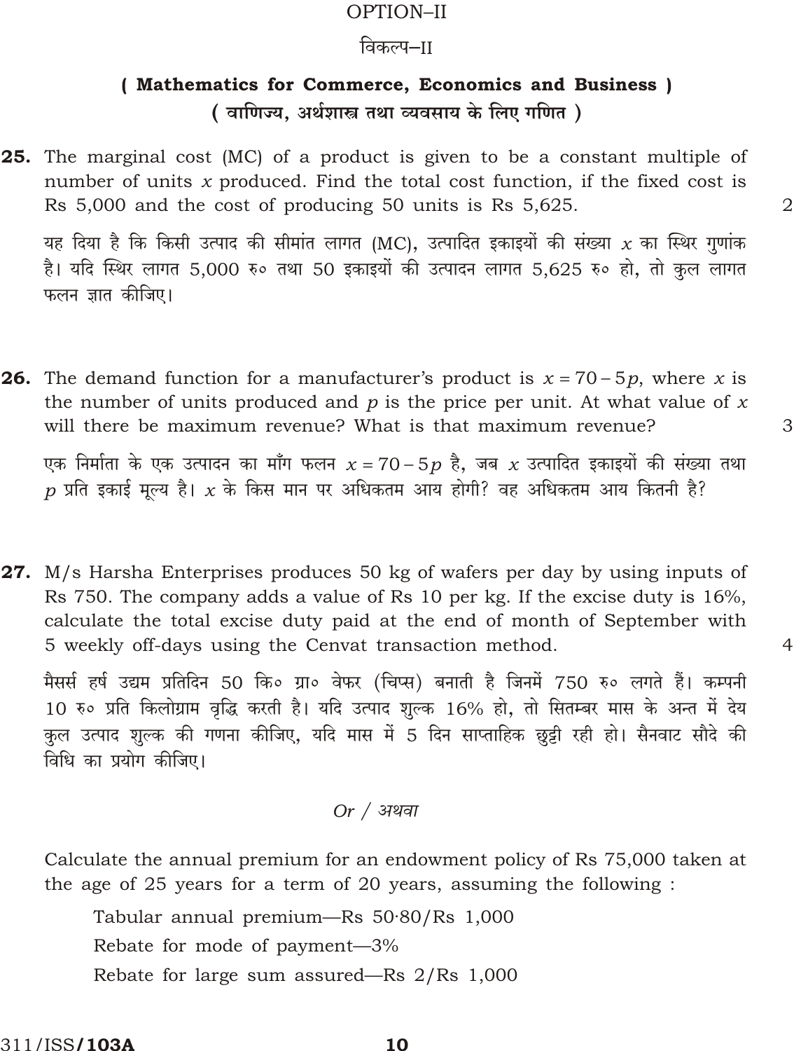OPTION–II

विकल्प–II

## ( Mathematics for Commerce, Economics and Business )

## ( वाणिज्य, अर्थशास्त्र तथा व्यवसाय के लिए गणित )

**25.** The marginal cost (MC) of a product is given to be a constant multiple of number of units $x$ produced. Find the total cost function, if the fixed cost is Rs 5,000 and the cost of producing 50 units is Rs 5,625. 2

यह दिया है कि किसी उत्पाद की सीमांत लागत (MC), उत्पादित इकाइयों की संख्या $x$ का स्थिर गुणांक है। यदि स्थिर लागत 5,000 रु० तथा 50 इकाइयों की उत्पादन लागत 5,625 रु० हो, तो कुल लागत फलन ज्ञात कीजिए।

**26.** The demand function for a manufacturer's product is $x = 70 - 5p$, where $x$ is the number of units produced and $p$ is the price per unit. At what value of $x$ will there be maximum revenue? What is that maximum revenue? 3

एक निर्माता के एक उत्पादन का माँग फलन $x = 70 - 5p$ है, जब $x$ उत्पादित इकाइयों की संख्या तथा $p$ प्रति इकाई मूल्य है। $x$ के किस मान पर अधिकतम आय होगी? वह अधिकतम आय कितनी है?

**27.** M/s Harsha Enterprises produces 50 kg of wafers per day by using inputs of Rs 750. The company adds a value of Rs 10 per kg. If the excise duty is 16%, calculate the total excise duty paid at the end of month of September with 5 weekly off-days using the Cenvat transaction method. 4

मैसर्स हर्ष उद्यम प्रतिदिन 50 कि० ग्रा० वेफर (चिप्स) बनाती है जिनमें 750 रु० लगते हैं। कम्पनी 10 रु० प्रति किलोग्राम वृद्धि करती है। यदि उत्पाद शुल्क 16% हो, तो सितम्बर मास के अन्त में देय कुल उत्पाद शुल्क की गणना कीजिए, यदि मास में 5 दिन साप्ताहिक छुट्टी रही हो। सैनवाट सौदे की विधि का प्रयोग कीजिए।

*Or / अथवा*

Calculate the annual premium for an endowment policy of Rs 75,000 taken at the age of 25 years for a term of 20 years, assuming the following :

Tabular annual premium—Rs 50·80/Rs 1,000

Rebate for mode of payment—3%

Rebate for large sum assured—Rs 2/Rs 1,000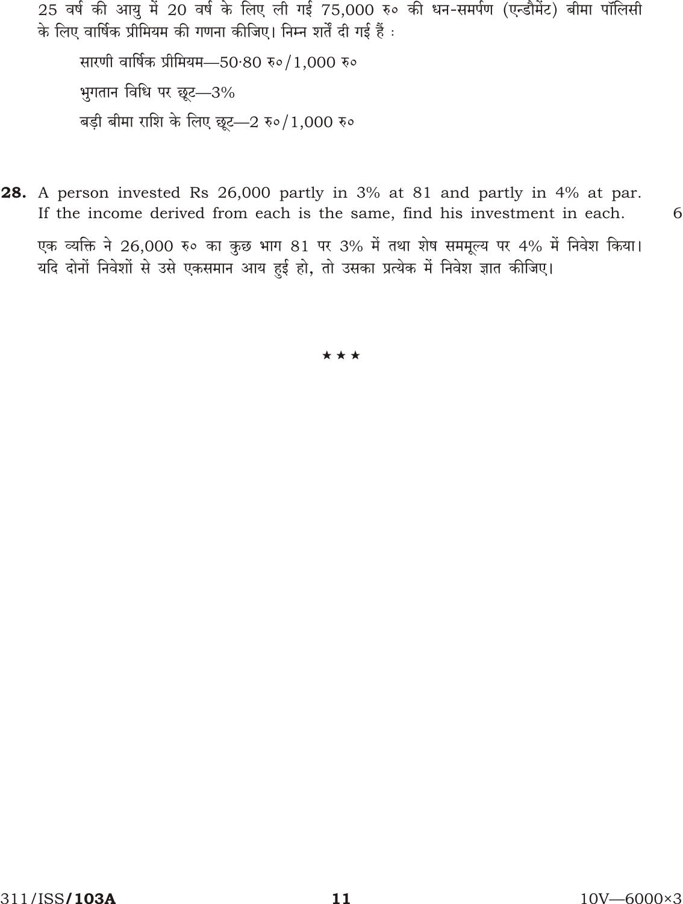25 वर्ष की आयु में 20 वर्ष के लिए ली गई 75,000 रु० की धन-समर्पण (एन्डौमेंट) बीमा पॉलिसी के लिए वार्षिक प्रीमियम की गणना कीजिए। निम्न शर्तें दी गई हैं :

सारणी वार्षिक प्रीमियम—50·80 रु०/1,000 रु०

भुगतान विधि पर छूट—3%

बड़ी बीमा राशि के लिए छूट—2 रु०/1,000 रु०

**28.** A person invested Rs 26,000 partly in 3% at 81 and partly in 4% at par. If the income derived from each is the same, find his investment in each. 6

एक व्यक्ति ने 26,000 रु० का कुछ भाग 81 पर 3% में तथा शेष सममूल्य पर 4% में निवेश किया। यदि दोनों निवेशों से उसे एकसमान आय हुई हो, तो उसका प्रत्येक में निवेश ज्ञात कीजिए।

★ ★ ★